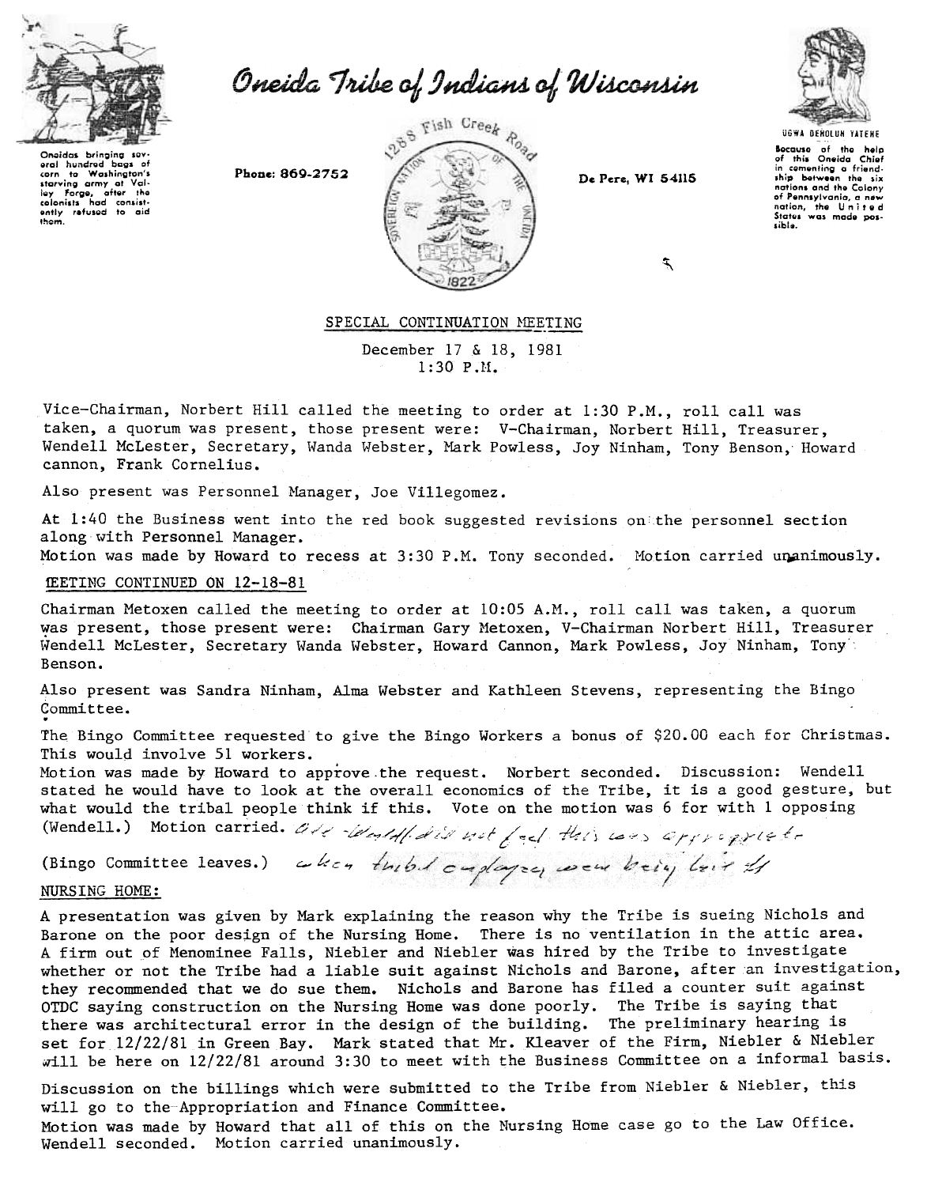# Oneida Tribe of Indians of Wisconsin

Oneidas bringing several hundred bags of corn to Washington's starving army at Valley Forge, after the colonists had consistently refused to aid them.

Phone: 869-2752

1288 Fish Creek Road

De Pere, WI 54115

UGWA DEHOLUN YATEHE

Because of the help of this Oneida Chief in cementing a friendship between the six nations and the Colony of Pennsylvania, a new nation, the United States was made possible.

## SPECIAL CONTINUATION MEETING

December 17 & 18, 1981
1:30 P.M.

Vice-Chairman, Norbert Hill called the meeting to order at 1:30 P.M., roll call was taken, a quorum was present, those present were: V-Chairman, Norbert Hill, Treasurer, Wendell McLester, Secretary, Wanda Webster, Mark Powless, Joy Ninham, Tony Benson, Howard cannon, Frank Cornelius.

Also present was Personnel Manager, Joe Villegomez.

At 1:40 the Business went into the red book suggested revisions on the personnel section along with Personnel Manager.
Motion was made by Howard to recess at 3:30 P.M. Tony seconded. Motion carried unanimously.

MEETING CONTINUED ON 12-18-81

Chairman Metoxen called the meeting to order at 10:05 A.M., roll call was taken, a quorum was present, those present were: Chairman Gary Metoxen, V-Chairman Norbert Hill, Treasurer Wendell McLester, Secretary Wanda Webster, Howard Cannon, Mark Powless, Joy Ninham, Tony Benson.

Also present was Sandra Ninham, Alma Webster and Kathleen Stevens, representing the Bingo Committee.

The Bingo Committee requested to give the Bingo Workers a bonus of $20.00 each for Christmas. This would involve 51 workers.
Motion was made by Howard to approve the request. Norbert seconded. Discussion: Wendell stated he would have to look at the overall economics of the Tribe, it is a good gesture, but what would the tribal people think if this. Vote on the motion was 6 for with 1 opposing (Wendell.) Motion carried. *Also Wendell did not feel this was appropriate*

(Bingo Committee leaves.) *when tribal employees were being laid off*

## NURSING HOME:

A presentation was given by Mark explaining the reason why the Tribe is sueing Nichols and Barone on the poor design of the Nursing Home. There is no ventilation in the attic area. A firm out of Menominee Falls, Niebler and Niebler was hired by the Tribe to investigate whether or not the Tribe had a liable suit against Nichols and Barone, after an investigation, they recommended that we do sue them. Nichols and Barone has filed a counter suit against OTDC saying construction on the Nursing Home was done poorly. The Tribe is saying that there was architectural error in the design of the building. The preliminary hearing is set for 12/22/81 in Green Bay. Mark stated that Mr. Kleaver of the Firm, Niebler & Niebler will be here on 12/22/81 around 3:30 to meet with the Business Committee on a informal basis.

Discussion on the billings which were submitted to the Tribe from Niebler & Niebler, this will go to the Appropriation and Finance Committee.
Motion was made by Howard that all of this on the Nursing Home case go to the Law Office. Wendell seconded. Motion carried unanimously.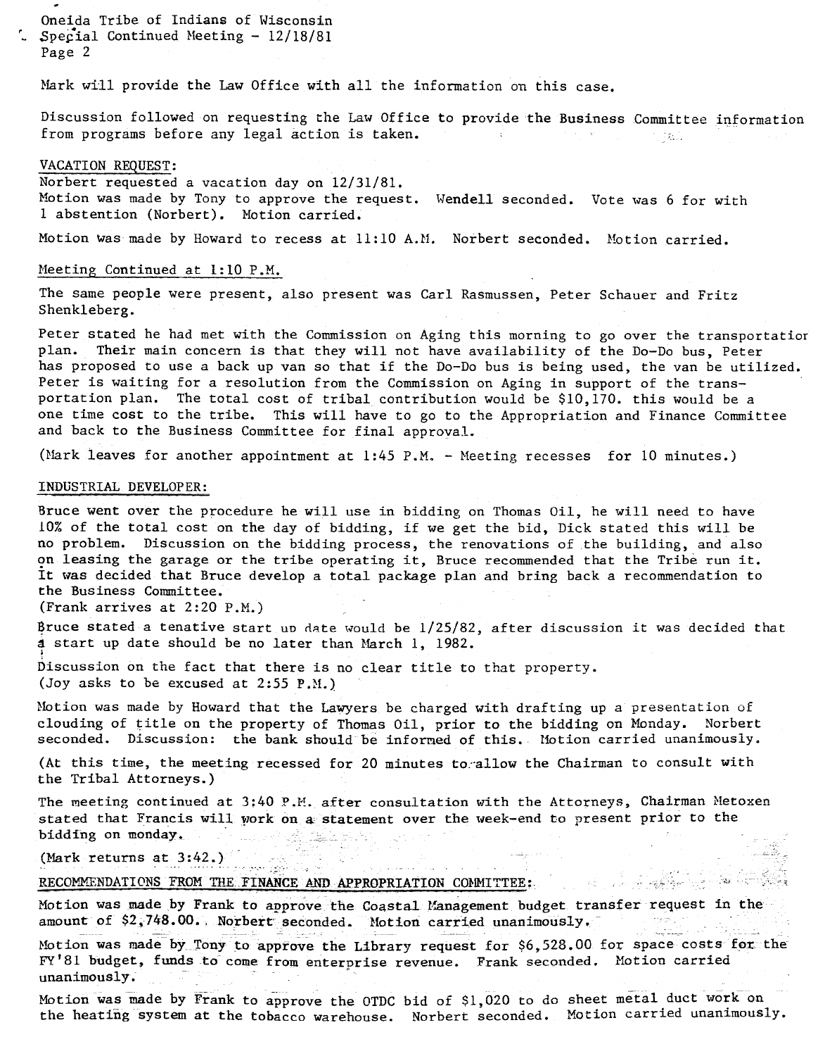Mark will provide the Law Office with all the information on this case.

Discussion followed on requesting the Law Office to provide the Business Committee information from programs before any legal action is taken.

VACATION REQUEST:

Norbert requested a vacation day on 12/31/81.
Motion was made by Tony to approve the request. Wendell seconded. Vote was 6 for with 1 abstention (Norbert). Motion carried.

Motion was made by Howard to recess at 11:10 A.M. Norbert seconded. Motion carried.

Meeting Continued at 1:10 P.M.

The same people were present, also present was Carl Rasmussen, Peter Schauer and Fritz Shenkleberg.

Peter stated he had met with the Commission on Aging this morning to go over the transportation plan. Their main concern is that they will not have availability of the Do-Do bus, Peter has proposed to use a back up van so that if the Do-Do bus is being used, the van be utilized. Peter is waiting for a resolution from the Commission on Aging in support of the transportation plan. The total cost of tribal contribution would be $10,170. this would be a one time cost to the tribe. This will have to go to the Appropriation and Finance Committee and back to the Business Committee for final approval.

(Mark leaves for another appointment at 1:45 P.M. - Meeting recesses for 10 minutes.)

INDUSTRIAL DEVELOPER:

Bruce went over the procedure he will use in bidding on Thomas Oil, he will need to have 10% of the total cost on the day of bidding, if we get the bid, Dick stated this will be no problem. Discussion on the bidding process, the renovations of the building, and also on leasing the garage or the tribe operating it, Bruce recommended that the Tribe run it. It was decided that Bruce develop a total package plan and bring back a recommendation to the Business Committee.
(Frank arrives at 2:20 P.M.)

Bruce stated a tenative start up date would be 1/25/82, after discussion it was decided that a start up date should be no later than March 1, 1982.

Discussion on the fact that there is no clear title to that property.
(Joy asks to be excused at 2:55 P.M.)

Motion was made by Howard that the Lawyers be charged with drafting up a presentation of clouding of title on the property of Thomas Oil, prior to the bidding on Monday. Norbert seconded. Discussion: the bank should be informed of this. Motion carried unanimously.

(At this time, the meeting recessed for 20 minutes to allow the Chairman to consult with the Tribal Attorneys.)

The meeting continued at 3:40 P.M. after consultation with the Attorneys, Chairman Metoxen stated that Francis will work on a statement over the week-end to present prior to the bidding on monday.

(Mark returns at 3:42.)

RECOMMENDATIONS FROM THE FINANCE AND APPROPRIATION COMMITTEE:

Motion was made by Frank to approve the Coastal Management budget transfer request in the amount of $2,748.00. Norbert seconded. Motion carried unanimously.

Motion was made by Tony to approve the Library request for $6,528.00 for space costs for the FY'81 budget, funds to come from enterprise revenue. Frank seconded. Motion carried unanimously.

Motion was made by Frank to approve the OTDC bid of $1,020 to do sheet metal duct work on the heating system at the tobacco warehouse. Norbert seconded. Motion carried unanimously.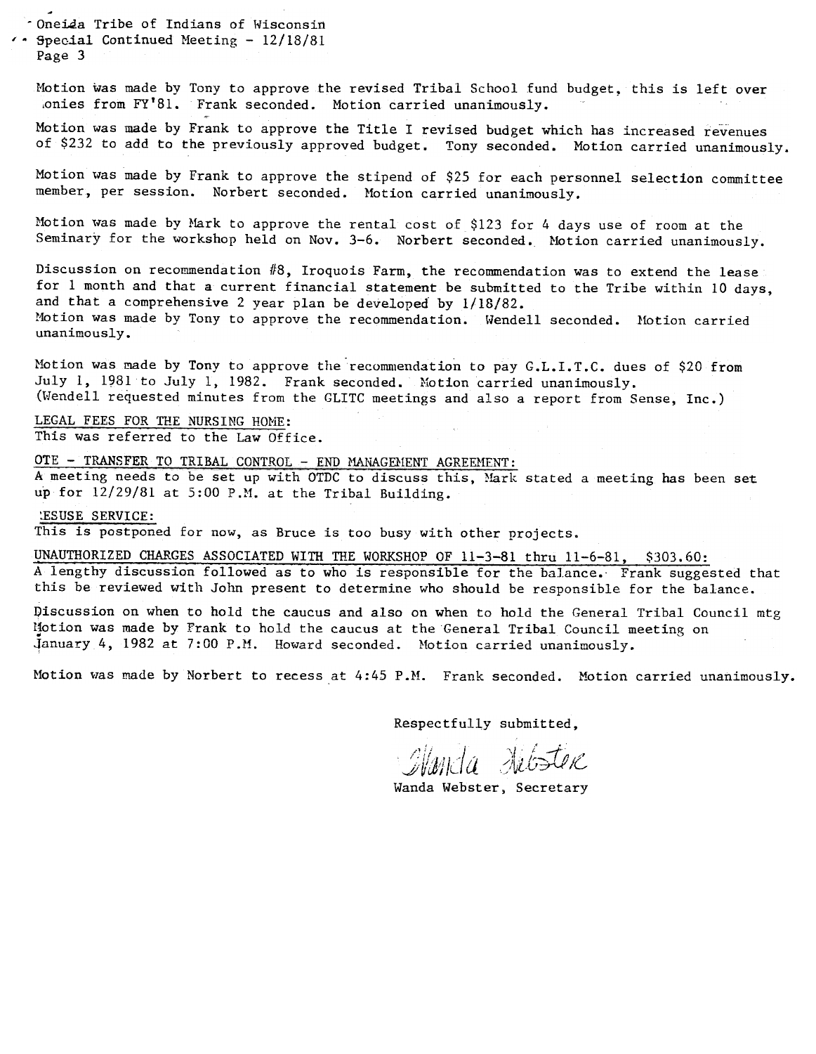Motion was made by Tony to approve the revised Tribal School fund budget, this is left over ,onies from FY'81. Frank seconded. Motion carried unanimously.

Motion was made by Frank to approve the Title I revised budget which has increased revenues of $232 to add to the previously approved budget. Tony seconded. Motion carried unanimously.

Motion was made by Frank to approve the stipend of $25 for each personnel selection committee member, per session. Norbert seconded. Motion carried unanimously.

Motion was made by Mark to approve the rental cost of $123 for 4 days use of room at the Seminary for the workshop held on Nov. 3-6. Norbert seconded. Motion carried unanimously.

Discussion on recommendation #8, Iroquois Farm, the recommendation was to extend the lease for 1 month and that a current financial statement be submitted to the Tribe within 10 days, and that a comprehensive 2 year plan be developed by 1/18/82.
Motion was made by Tony to approve the recommendation. Wendell seconded. Motion carried unanimously.

Motion was made by Tony to approve the recommendation to pay G.L.I.T.C. dues of $20 from July 1, 1981 to July 1, 1982. Frank seconded. Motion carried unanimously.
(Wendell requested minutes from the GLITC meetings and also a report from Sense, Inc.)

LEGAL FEES FOR THE NURSING HOME:
This was referred to the Law Office.

OTE - TRANSFER TO TRIBAL CONTROL - END MANAGEMENT AGREEMENT:
A meeting needs to be set up with OTDC to discuss this, Mark stated a meeting has been set up for 12/29/81 at 5:00 P.M. at the Tribal Building.

:ESUSE SERVICE:
This is postponed for now, as Bruce is too busy with other projects.

UNAUTHORIZED CHARGES ASSOCIATED WITH THE WORKSHOP OF 11-3-81 thru 11-6-81, $303.60:
A lengthy discussion followed as to who is responsible for the balance. Frank suggested that this be reviewed with John present to determine who should be responsible for the balance.

Discussion on when to hold the caucus and also on when to hold the General Tribal Council mtg Motion was made by Frank to hold the caucus at the General Tribal Council meeting on January 4, 1982 at 7:00 P.M. Howard seconded. Motion carried unanimously.

Motion was made by Norbert to recess at 4:45 P.M. Frank seconded. Motion carried unanimously.

Respectfully submitted,

Wanda Webster

Wanda Webster, Secretary